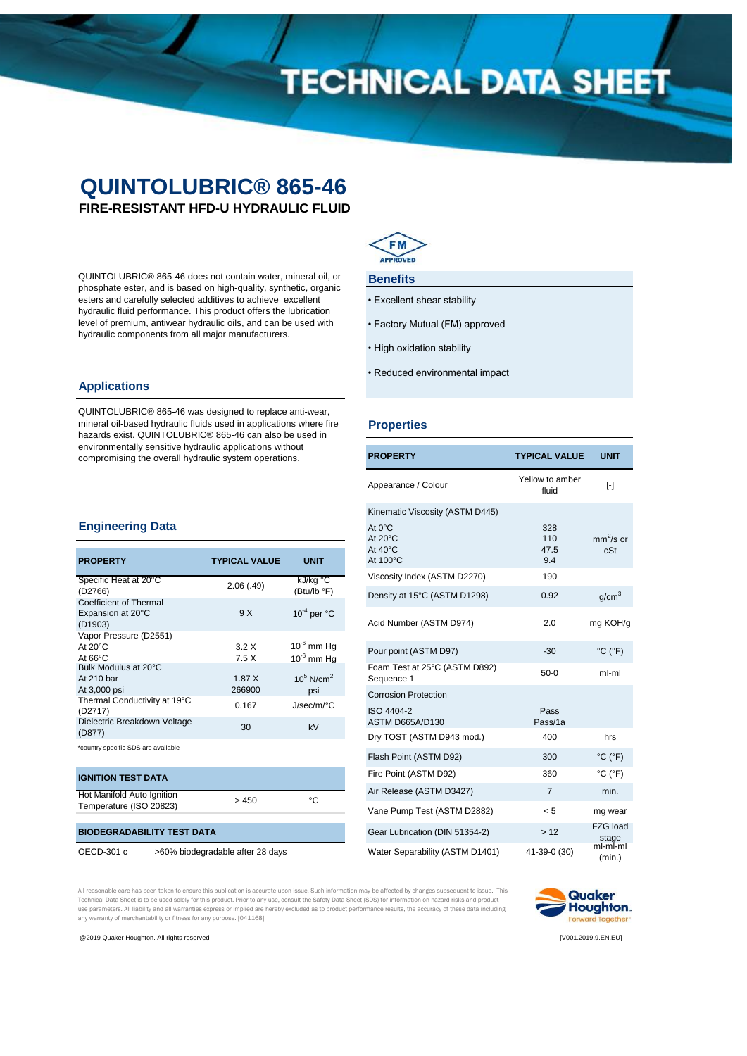# QUINTOLUBRIC® 865-46

**FIRE-RESISTANT HFD-U HYDRAULIC FLUID**

QUINTOLUBRIC® 865-46 does not contain water, mineral oil, or phosphate ester, and is based on high-quality, synthetic, organic esters and carefully selected additives to achieve excellent hydraulic fluid performance. This product offers the lubrication level of premium, antiwear hydraulic oils, and can be used with hydraulic components from all major manufacturers.

## Applications

QUINTOLUBRIC® 865-46 was designed to replace anti-wear, mineral oil-based hydraulic fluids used in applications where fire hazards exist. QUINTOLUBRIC® 865-46 can also be used in environmentally sensitive hydraulic applications without compromising the overall hydraulic system operations.

## Engineering Data

| PROPERTY | TYPICAL VALUE | UNIT |
|---|---|---|
| Specific Heat at 20°C (D2766) | 2.06 (.49) | kJ/kg °C (Btu/lb °F) |
| Coefficient of Thermal Expansion at 20°C (D1903) | 9 X | $10^{-4}$ per °C |
| Vapor Pressure (D2551)<br>At 20°C<br>At 66°C | <br>3.2 X<br>7.5 X | <br>$10^{-6}$ mm Hg<br>$10^{-6}$ mm Hg |
| Bulk Modulus at 20°C<br>At 210 bar<br>At 3,000 psi | <br>1.87 X<br>266900 | <br>$10^{5}$ N/cm$^2$<br>psi |
| Thermal Conductivity at 19°C (D2717) | 0.167 | J/sec/m/°C |
| Dielectric Breakdown Voltage (D877) | 30 | kV |

*country specific SDS are available

| IGNITION TEST DATA | | |
|---|---|---|
| Hot Manifold Auto Ignition Temperature (ISO 20823) | > 450 | °C |

| BIODEGRADABILITY TEST DATA | |
|---|---|
| OECD-301 c | >60% biodegradable after 28 days |

FM APPROVED

## Benefits

- Excellent shear stability
- Factory Mutual (FM) approved
- High oxidation stability
- Reduced environmental impact

## Properties

| PROPERTY | TYPICAL VALUE | UNIT |
|---|---|---|
| Appearance / Colour | Yellow to amber fluid | [-] |
| Kinematic Viscosity (ASTM D445)<br>At 0°C<br>At 20°C<br>At 40°C<br>At 100°C | <br>328<br>110<br>47.5<br>9.4 | mm$^2$/s or cSt |
| Viscosity Index (ASTM D2270) | 190 | |
| Density at 15°C (ASTM D1298) | 0.92 | g/cm$^3$ |
| Acid Number (ASTM D974) | 2.0 | mg KOH/g |
| Pour point (ASTM D97) | -30 | °C (°F) |
| Foam Test at 25°C (ASTM D892) Sequence 1 | 50-0 | ml-ml |
| Corrosion Protection<br>ISO 4404-2<br>ASTM D665A/D130 | <br>Pass<br>Pass/1a | |
| Dry TOST (ASTM D943 mod.) | 400 | hrs |
| Flash Point (ASTM D92) | 300 | °C (°F) |
| Fire Point (ASTM D92) | 360 | °C (°F) |
| Air Release (ASTM D3427) | 7 | min. |
| Vane Pump Test (ASTM D2882) | < 5 | mg wear |
| Gear Lubrication (DIN 51354-2) | > 12 | FZG load stage |
| Water Separability (ASTM D1401) | 41-39-0 (30) | ml-ml-ml (min.) |

All reasonable care has been taken to ensure this publication is accurate upon issue. Such information may be affected by changes subsequent to issue. This Technical Data Sheet is to be used solely for this product. Prior to any use, consult the Safety Data Sheet (SDS) for information on hazard risks and product use parameters. All liability and all warranties express or implied are hereby excluded as to product performance results, the accuracy of these data including any warranty of merchantability or fitness for any purpose. [041168]

@2019 Quaker Houghton. All rights reserved

[V001.2019.9.EN.EU]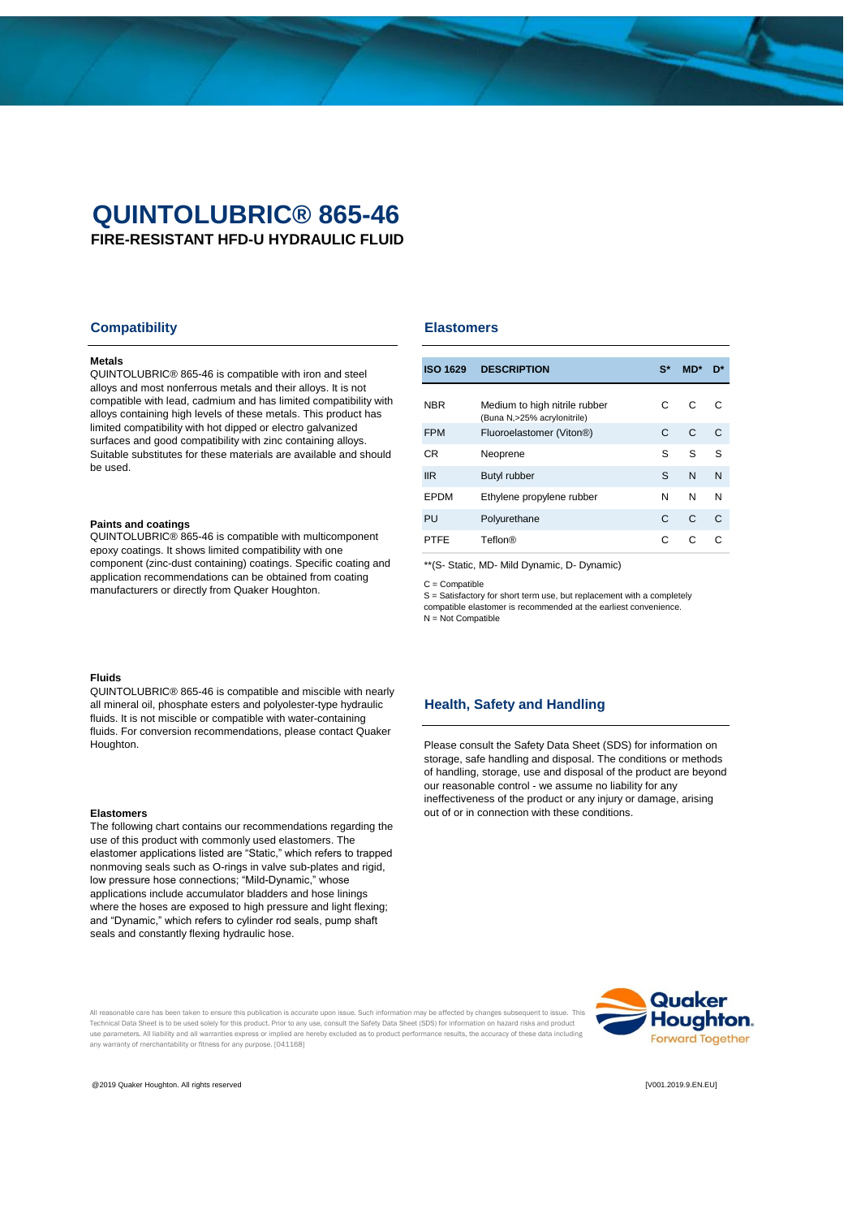# QUINTOLUBRIC® 865-46

**FIRE-RESISTANT HFD-U HYDRAULIC FLUID**

## Compatibility

**Metals**

QUINTOLUBRIC® 865-46 is compatible with iron and steel alloys and most nonferrous metals and their alloys. It is not compatible with lead, cadmium and has limited compatibility with alloys containing high levels of these metals. This product has limited compatibility with hot dipped or electro galvanized surfaces and good compatibility with zinc containing alloys. Suitable substitutes for these materials are available and should be used.

**Paints and coatings**

QUINTOLUBRIC® 865-46 is compatible with multicomponent epoxy coatings. It shows limited compatibility with one component (zinc-dust containing) coatings. Specific coating and application recommendations can be obtained from coating manufacturers or directly from Quaker Houghton.

**Fluids**

QUINTOLUBRIC® 865-46 is compatible and miscible with nearly all mineral oil, phosphate esters and polyolester-type hydraulic fluids. It is not miscible or compatible with water-containing fluids. For conversion recommendations, please contact Quaker Houghton.

**Elastomers**

The following chart contains our recommendations regarding the use of this product with commonly used elastomers. The elastomer applications listed are "Static," which refers to trapped nonmoving seals such as O-rings in valve sub-plates and rigid, low pressure hose connections; "Mild-Dynamic," whose applications include accumulator bladders and hose linings where the hoses are exposed to high pressure and light flexing; and "Dynamic," which refers to cylinder rod seals, pump shaft seals and constantly flexing hydraulic hose.

## Elastomers

| ISO 1629 | DESCRIPTION | S* | MD* | D* |
|---|---|---|---|---|
| NBR | Medium to high nitrile rubber (Buna N,>25% acrylonitrile) | C | C | C |
| FPM | Fluoroelastomer (Viton®) | C | C | C |
| CR | Neoprene | S | S | S |
| IIR | Butyl rubber | S | N | N |
| EPDM | Ethylene propylene rubber | N | N | N |
| PU | Polyurethane | C | C | C |
| PTFE | Teflon® | C | C | C |

**(S- Static, MD- Mild Dynamic, D- Dynamic)

C = Compatible
S = Satisfactory for short term use, but replacement with a completely compatible elastomer is recommended at the earliest convenience.
N = Not Compatible

## Health, Safety and Handling

Please consult the Safety Data Sheet (SDS) for information on storage, safe handling and disposal. The conditions or methods of handling, storage, use and disposal of the product are beyond our reasonable control - we assume no liability for any ineffectiveness of the product or any injury or damage, arising out of or in connection with these conditions.

All reasonable care has been taken to ensure this publication is accurate upon issue. Such information may be affected by changes subsequent to issue. This Technical Data Sheet is to be used solely for this product. Prior to any use, consult the Safety Data Sheet (SDS) for information on hazard risks and product use parameters. All liability and all warranties express or implied are hereby excluded as to product performance results, the accuracy of these data including any warranty of merchantability or fitness for any purpose. [041168]

Quaker Houghton. Forward Together

@2019 Quaker Houghton. All rights reserved

[V001.2019.9.EN.EU]